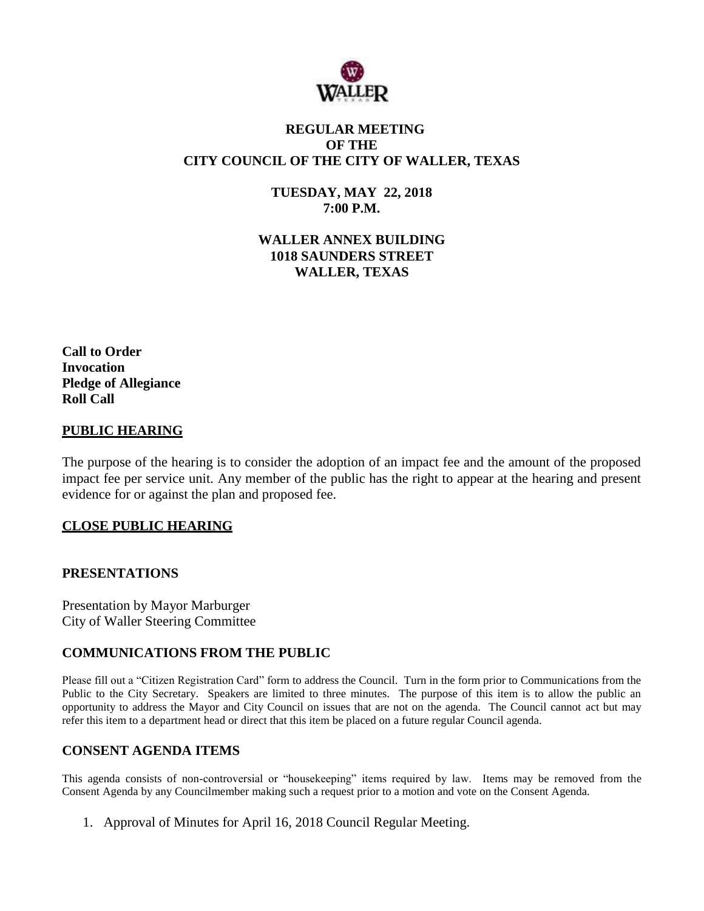# REGULAR MEETING OF THE CITY COUNCIL OF THE CITY OF WALLER, TEXAS

**TUESDAY, MAY 22, 2018**
**7:00 P.M.**

**WALLER ANNEX BUILDING**
**1018 SAUNDERS STREET**
**WALLER, TEXAS**

**Call to Order**
**Invocation**
**Pledge of Allegiance**
**Roll Call**

## PUBLIC HEARING

The purpose of the hearing is to consider the adoption of an impact fee and the amount of the proposed impact fee per service unit. Any member of the public has the right to appear at the hearing and present evidence for or against the plan and proposed fee.

## CLOSE PUBLIC HEARING

## PRESENTATIONS

Presentation by Mayor Marburger
City of Waller Steering Committee

## COMMUNICATIONS FROM THE PUBLIC

Please fill out a "Citizen Registration Card" form to address the Council. Turn in the form prior to Communications from the Public to the City Secretary. Speakers are limited to three minutes. The purpose of this item is to allow the public an opportunity to address the Mayor and City Council on issues that are not on the agenda. The Council cannot act but may refer this item to a department head or direct that this item be placed on a future regular Council agenda.

## CONSENT AGENDA ITEMS

This agenda consists of non-controversial or "housekeeping" items required by law. Items may be removed from the Consent Agenda by any Councilmember making such a request prior to a motion and vote on the Consent Agenda.

1. Approval of Minutes for April 16, 2018 Council Regular Meeting.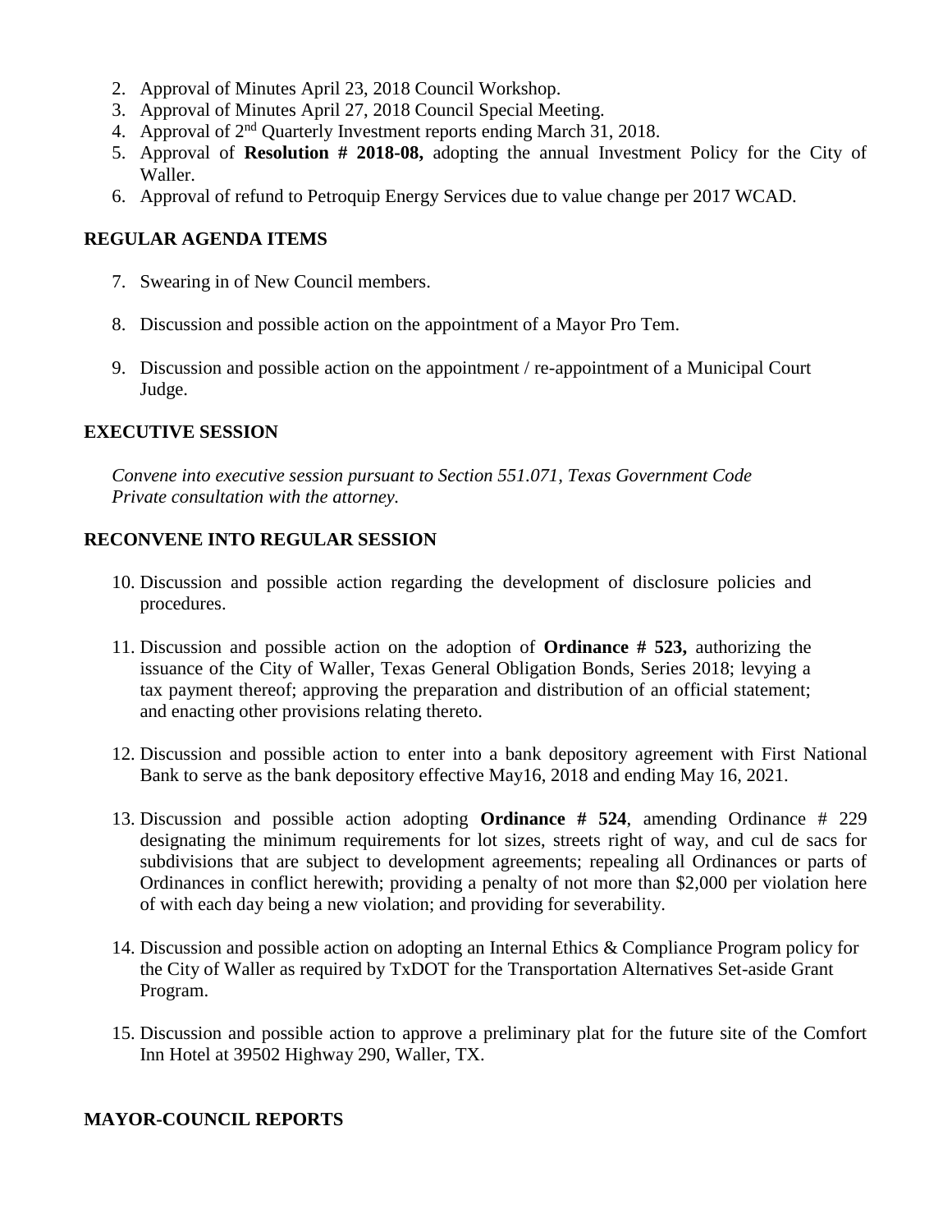2. Approval of Minutes April 23, 2018 Council Workshop.
3. Approval of Minutes April 27, 2018 Council Special Meeting.
4. Approval of 2nd Quarterly Investment reports ending March 31, 2018.
5. Approval of **Resolution # 2018-08,** adopting the annual Investment Policy for the City of Waller.
6. Approval of refund to Petroquip Energy Services due to value change per 2017 WCAD.

**REGULAR AGENDA ITEMS**

7. Swearing in of New Council members.

8. Discussion and possible action on the appointment of a Mayor Pro Tem.

9. Discussion and possible action on the appointment / re-appointment of a Municipal Court Judge.

**EXECUTIVE SESSION**

*Convene into executive session pursuant to Section 551.071, Texas Government Code Private consultation with the attorney.*

**RECONVENE INTO REGULAR SESSION**

10. Discussion and possible action regarding the development of disclosure policies and procedures.

11. Discussion and possible action on the adoption of **Ordinance # 523,** authorizing the issuance of the City of Waller, Texas General Obligation Bonds, Series 2018; levying a tax payment thereof; approving the preparation and distribution of an official statement; and enacting other provisions relating thereto.

12. Discussion and possible action to enter into a bank depository agreement with First National Bank to serve as the bank depository effective May16, 2018 and ending May 16, 2021.

13. Discussion and possible action adopting **Ordinance # 524**, amending Ordinance # 229 designating the minimum requirements for lot sizes, streets right of way, and cul de sacs for subdivisions that are subject to development agreements; repealing all Ordinances or parts of Ordinances in conflict herewith; providing a penalty of not more than $2,000 per violation here of with each day being a new violation; and providing for severability.

14. Discussion and possible action on adopting an Internal Ethics & Compliance Program policy for the City of Waller as required by TxDOT for the Transportation Alternatives Set-aside Grant Program.

15. Discussion and possible action to approve a preliminary plat for the future site of the Comfort Inn Hotel at 39502 Highway 290, Waller, TX.

**MAYOR-COUNCIL REPORTS**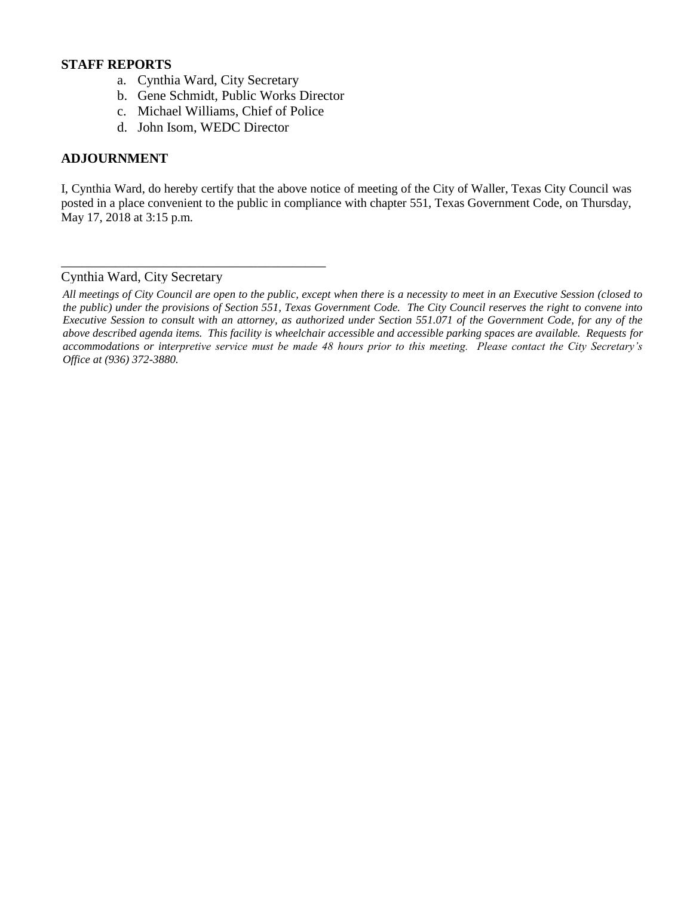## STAFF REPORTS

a. Cynthia Ward, City Secretary
b. Gene Schmidt, Public Works Director
c. Michael Williams, Chief of Police
d. John Isom, WEDC Director

## ADJOURNMENT

I, Cynthia Ward, do hereby certify that the above notice of meeting of the City of Waller, Texas City Council was posted in a place convenient to the public in compliance with chapter 551, Texas Government Code, on Thursday, May 17, 2018 at 3:15 p.m.

\_\_\_\_\_\_\_\_\_\_\_\_\_\_\_\_\_\_\_\_\_\_\_\_\_\_\_\_\_\_\_\_\_\_\_\_\_\_\_\_

Cynthia Ward, City Secretary

*All meetings of City Council are open to the public, except when there is a necessity to meet in an Executive Session (closed to the public) under the provisions of Section 551, Texas Government Code. The City Council reserves the right to convene into Executive Session to consult with an attorney, as authorized under Section 551.071 of the Government Code, for any of the above described agenda items. This facility is wheelchair accessible and accessible parking spaces are available. Requests for accommodations or interpretive service must be made 48 hours prior to this meeting. Please contact the City Secretary's Office at (936) 372-3880.*